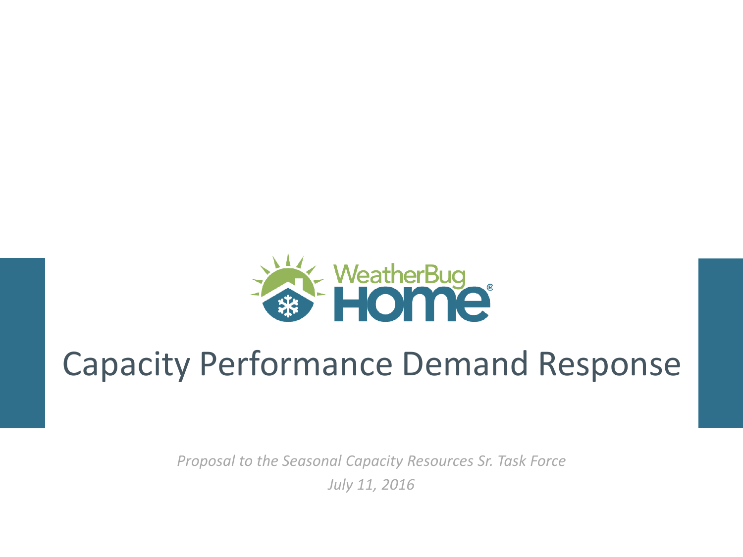# Capacity Performance Demand Response

*Proposal to the Seasonal Capacity Resources Sr. Task Force*

*July 11, 2016*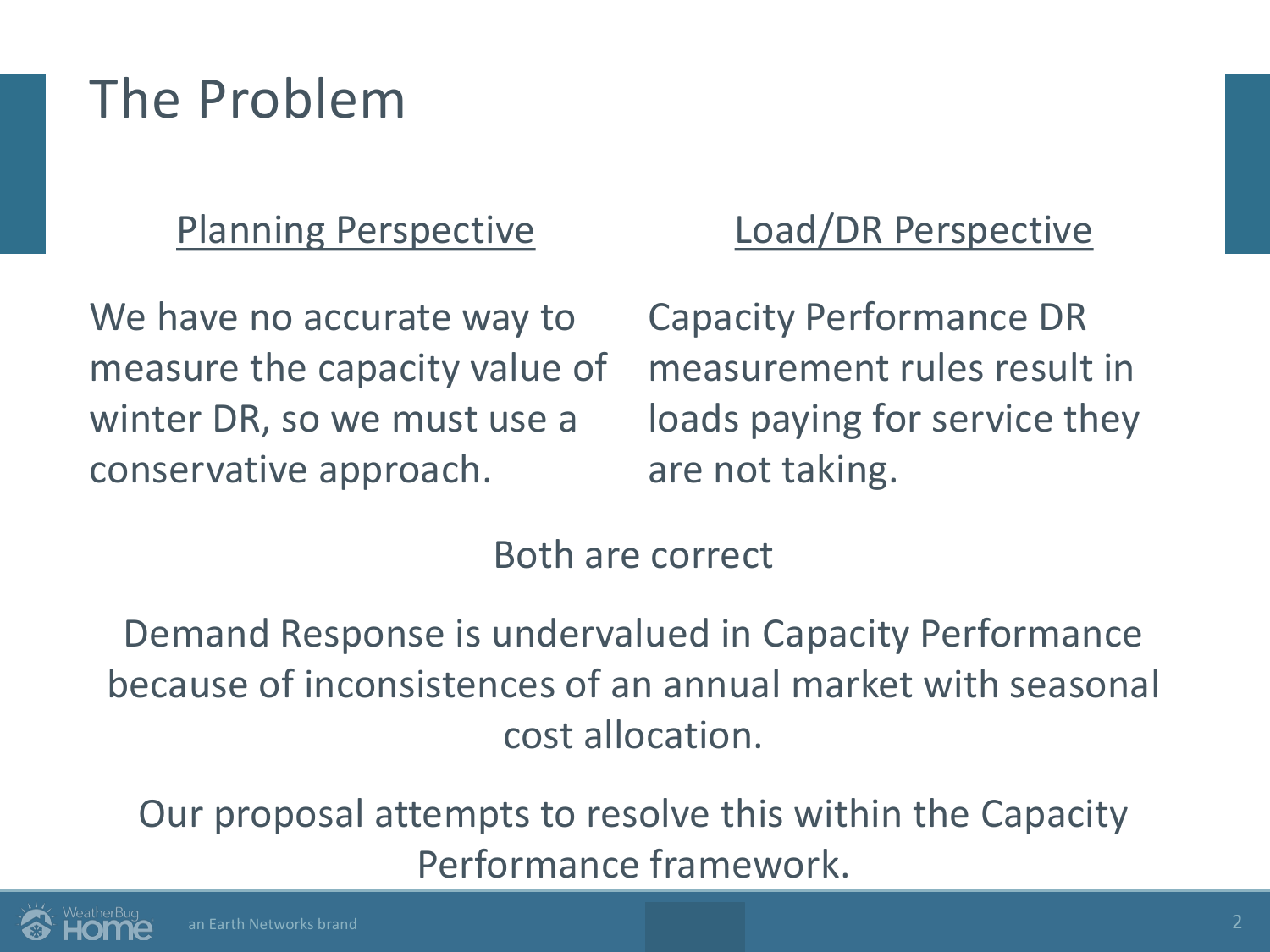# The Problem

## Planning Perspective

We have no accurate way to measure the capacity value of winter DR, so we must use a conservative approach.

## Load/DR Perspective

Capacity Performance DR measurement rules result in loads paying for service they are not taking.

Both are correct

Demand Response is undervalued in Capacity Performance because of inconsistences of an annual market with seasonal cost allocation.

Our proposal attempts to resolve this within the Capacity Performance framework.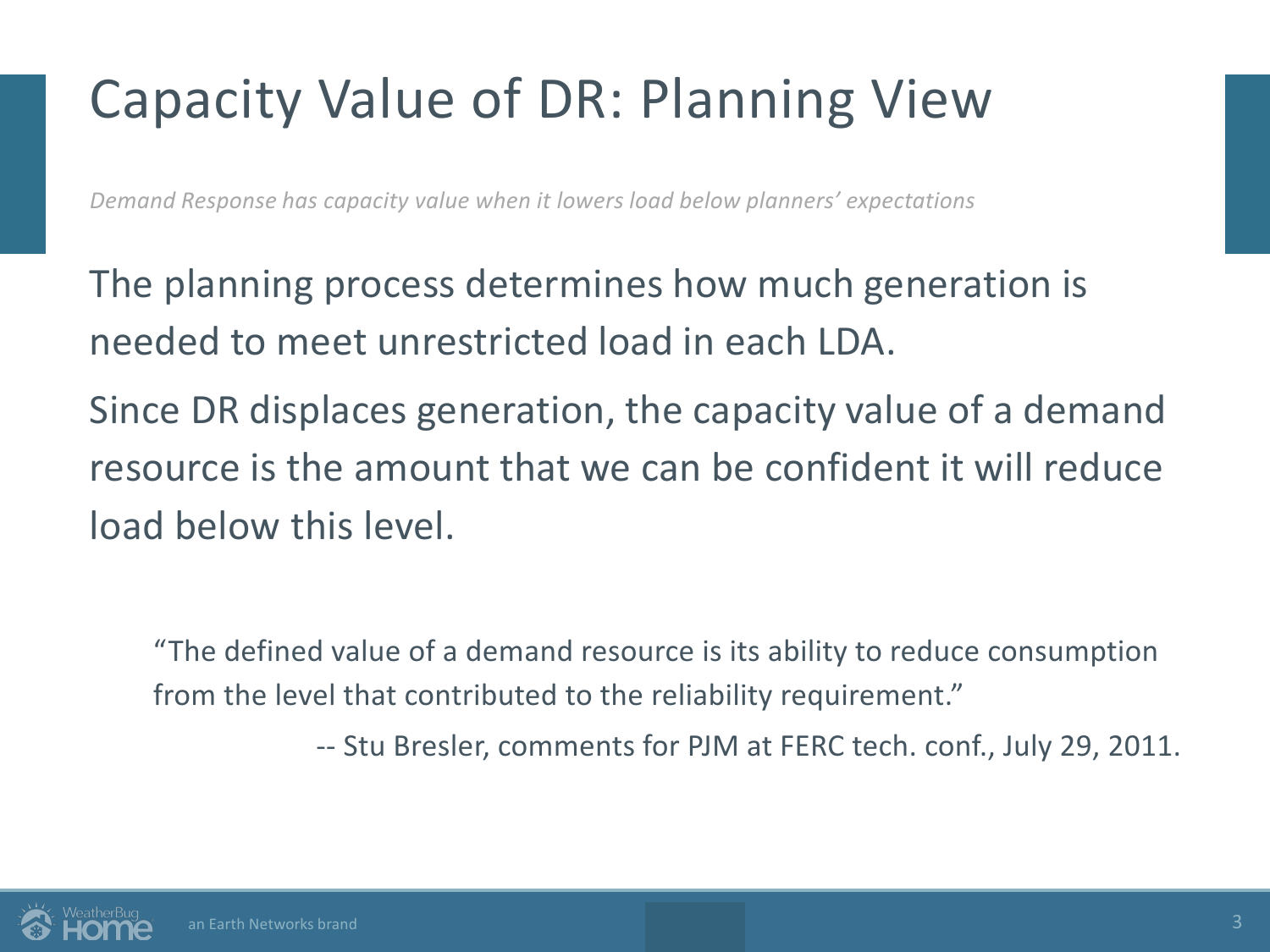# Capacity Value of DR: Planning View

*Demand Response has capacity value when it lowers load below planners' expectations*

The planning process determines how much generation is needed to meet unrestricted load in each LDA.

Since DR displaces generation, the capacity value of a demand resource is the amount that we can be confident it will reduce load below this level.

> "The defined value of a demand resource is its ability to reduce consumption from the level that contributed to the reliability requirement."
>
> -- Stu Bresler, comments for PJM at FERC tech. conf., July 29, 2011.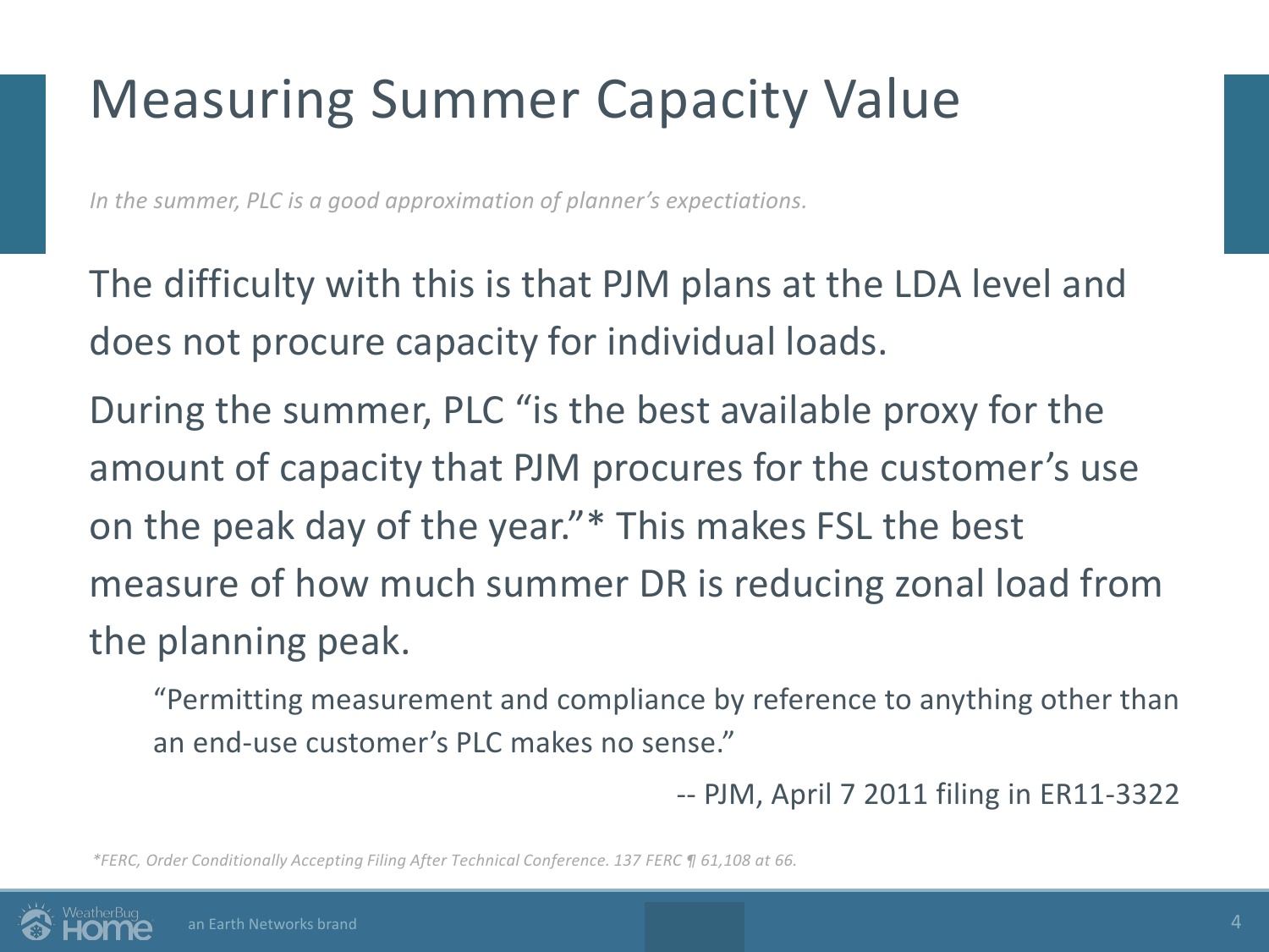# Measuring Summer Capacity Value

*In the summer, PLC is a good approximation of planner's expectiations.*

The difficulty with this is that PJM plans at the LDA level and does not procure capacity for individual loads.

During the summer, PLC "is the best available proxy for the amount of capacity that PJM procures for the customer's use on the peak day of the year."* This makes FSL the best measure of how much summer DR is reducing zonal load from the planning peak.

> "Permitting measurement and compliance by reference to anything other than an end-use customer's PLC makes no sense."
>
> -- PJM, April 7 2011 filing in ER11-3322

*\*FERC, Order Conditionally Accepting Filing After Technical Conference. 137 FERC ¶ 61,108 at 66.*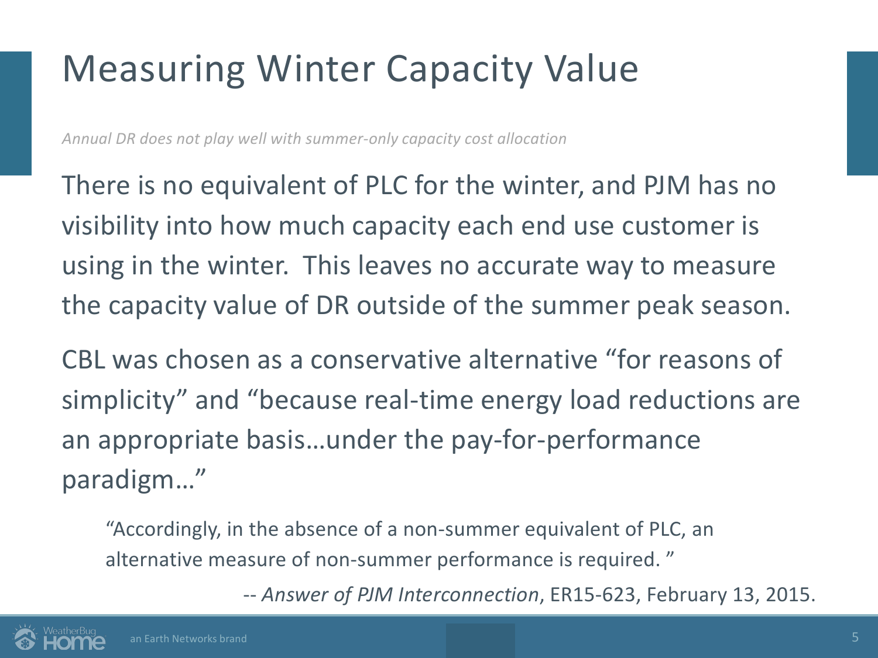# Measuring Winter Capacity Value

*Annual DR does not play well with summer-only capacity cost allocation*

There is no equivalent of PLC for the winter, and PJM has no visibility into how much capacity each end use customer is using in the winter. This leaves no accurate way to measure the capacity value of DR outside of the summer peak season.

CBL was chosen as a conservative alternative "for reasons of simplicity" and "because real-time energy load reductions are an appropriate basis…under the pay-for-performance paradigm…"

> "Accordingly, in the absence of a non-summer equivalent of PLC, an alternative measure of non-summer performance is required. "
>
> -- *Answer of PJM Interconnection*, ER15-623, February 13, 2015.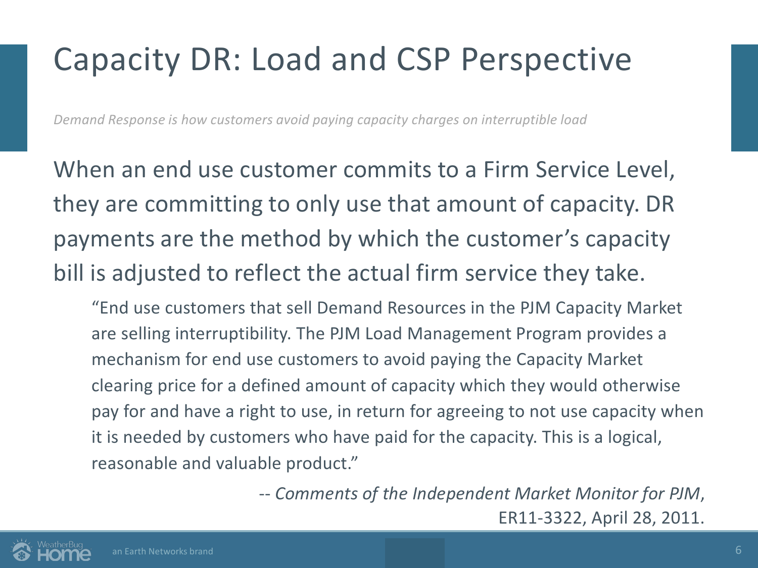# Capacity DR: Load and CSP Perspective

*Demand Response is how customers avoid paying capacity charges on interruptible load*

When an end use customer commits to a Firm Service Level, they are committing to only use that amount of capacity. DR payments are the method by which the customer's capacity bill is adjusted to reflect the actual firm service they take.

> "End use customers that sell Demand Resources in the PJM Capacity Market are selling interruptibility. The PJM Load Management Program provides a mechanism for end use customers to avoid paying the Capacity Market clearing price for a defined amount of capacity which they would otherwise pay for and have a right to use, in return for agreeing to not use capacity when it is needed by customers who have paid for the capacity. This is a logical, reasonable and valuable product."
>
> -- *Comments of the Independent Market Monitor for PJM*, ER11-3322, April 28, 2011.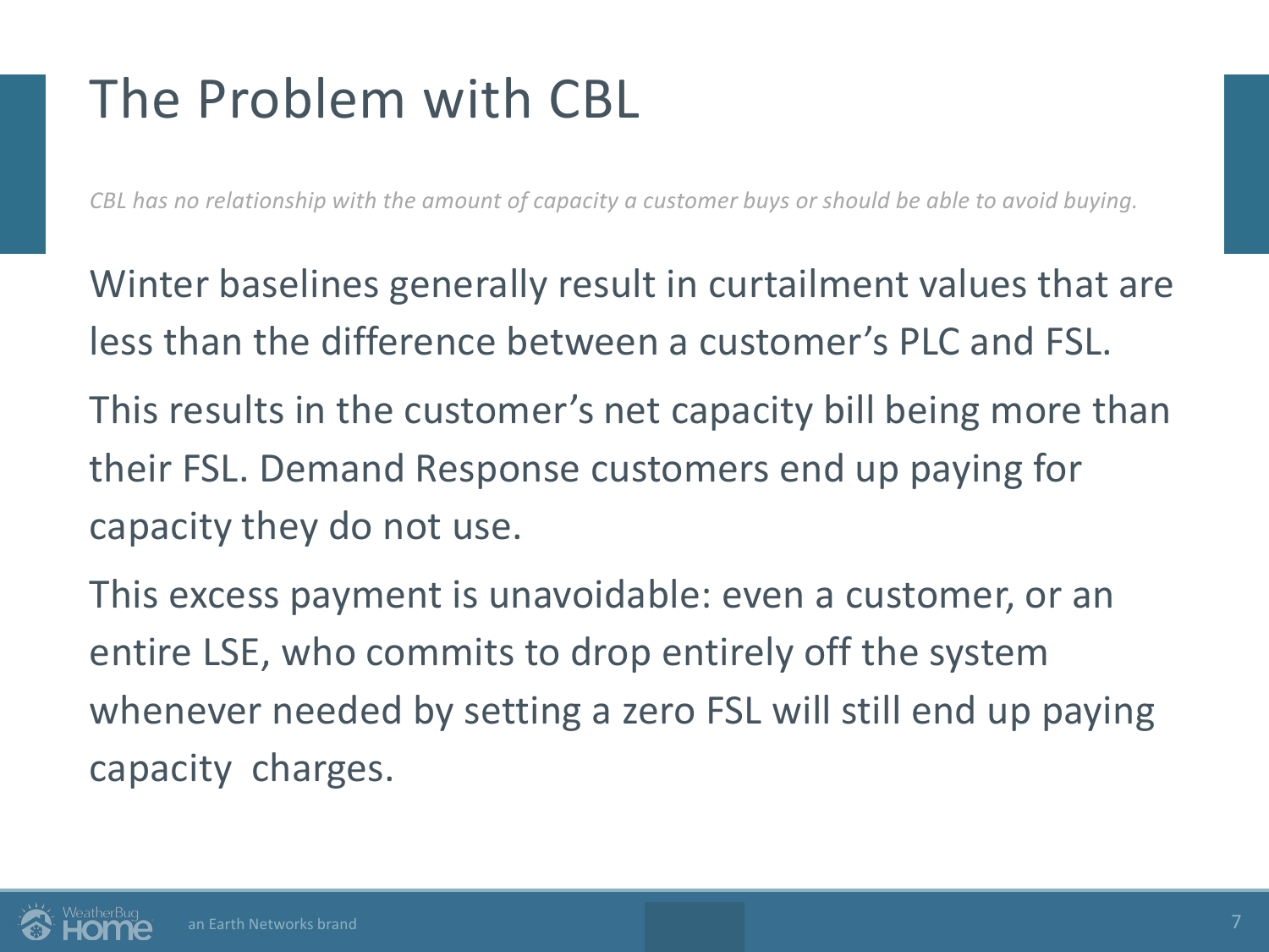# The Problem with CBL

*CBL has no relationship with the amount of capacity a customer buys or should be able to avoid buying.*

Winter baselines generally result in curtailment values that are less than the difference between a customer's PLC and FSL.

This results in the customer's net capacity bill being more than their FSL. Demand Response customers end up paying for capacity they do not use.

This excess payment is unavoidable: even a customer, or an entire LSE, who commits to drop entirely off the system whenever needed by setting a zero FSL will still end up paying capacity charges.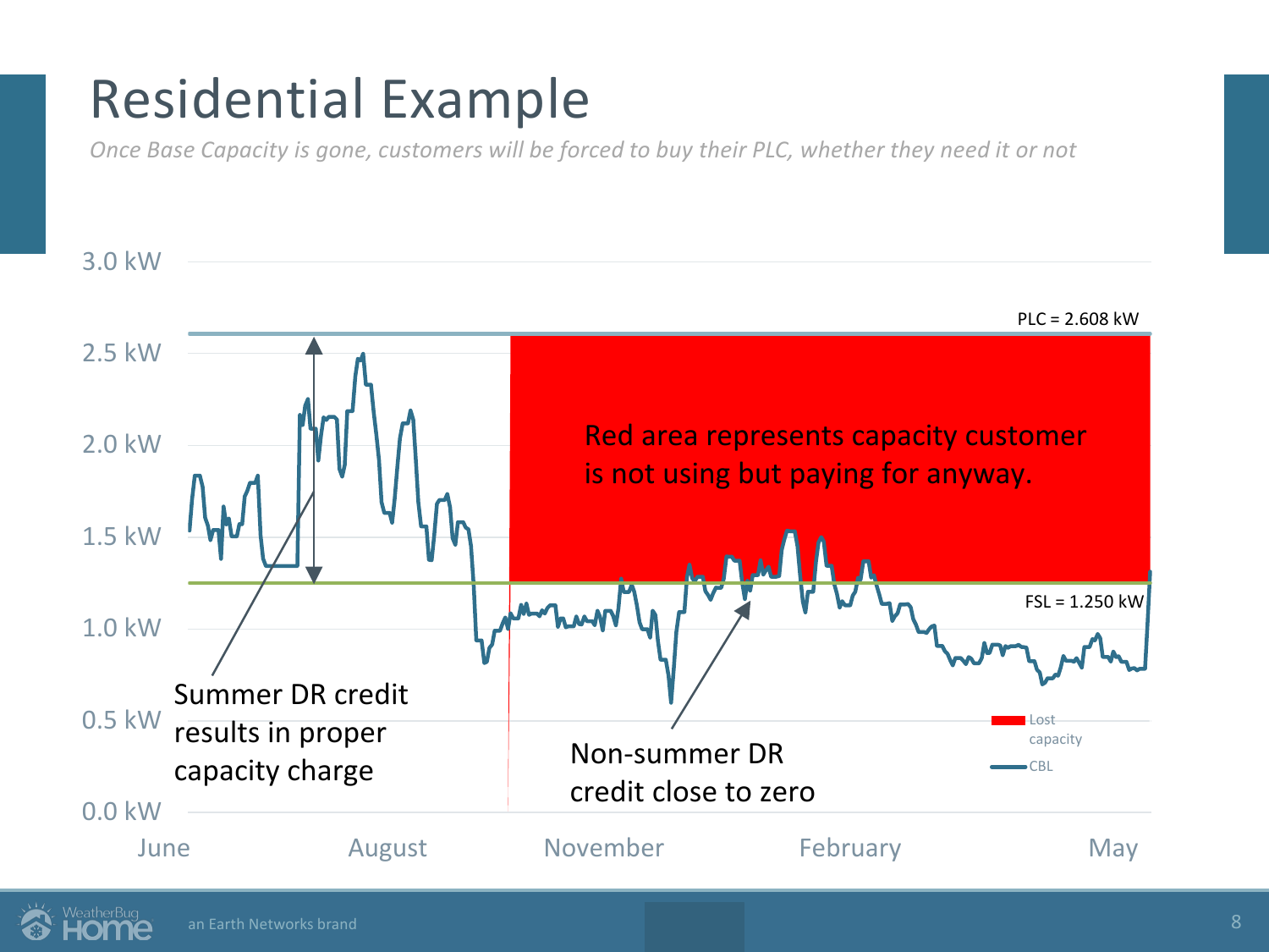# Residential Example

*Once Base Capacity is gone, customers will be forced to buy their PLC, whether they need it or not*

3.0 kW

2.5 kW

2.0 kW

1.5 kW

1.0 kW

0.5 kW

0.0 kW

June | August | November | February | May

PLC = 2.608 kW

FSL = 1.250 kW

Red area represents capacity customer is not using but paying for anyway.

Summer DR credit results in proper capacity charge

Non-summer DR credit close to zero

Lost capacity

CBL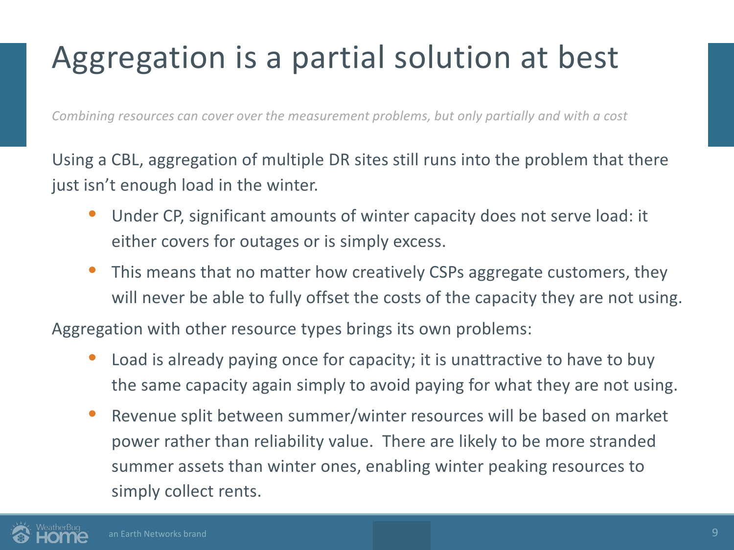# Aggregation is a partial solution at best

*Combining resources can cover over the measurement problems, but only partially and with a cost*

Using a CBL, aggregation of multiple DR sites still runs into the problem that there just isn't enough load in the winter.

- Under CP, significant amounts of winter capacity does not serve load: it either covers for outages or is simply excess.
- This means that no matter how creatively CSPs aggregate customers, they will never be able to fully offset the costs of the capacity they are not using.

Aggregation with other resource types brings its own problems:

- Load is already paying once for capacity; it is unattractive to have to buy the same capacity again simply to avoid paying for what they are not using.
- Revenue split between summer/winter resources will be based on market power rather than reliability value. There are likely to be more stranded summer assets than winter ones, enabling winter peaking resources to simply collect rents.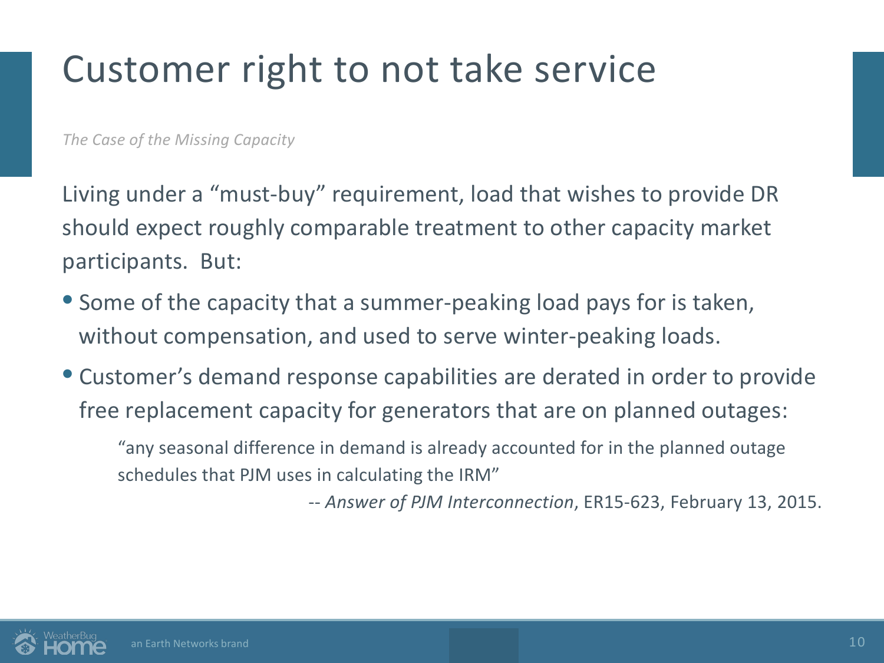# Customer right to not take service

*The Case of the Missing Capacity*

Living under a “must-buy” requirement, load that wishes to provide DR should expect roughly comparable treatment to other capacity market participants. But:

- Some of the capacity that a summer-peaking load pays for is taken, without compensation, and used to serve winter-peaking loads.
- Customer’s demand response capabilities are derated in order to provide free replacement capacity for generators that are on planned outages:

> “any seasonal difference in demand is already accounted for in the planned outage schedules that PJM uses in calculating the IRM”
>
> -- *Answer of PJM Interconnection*, ER15-623, February 13, 2015.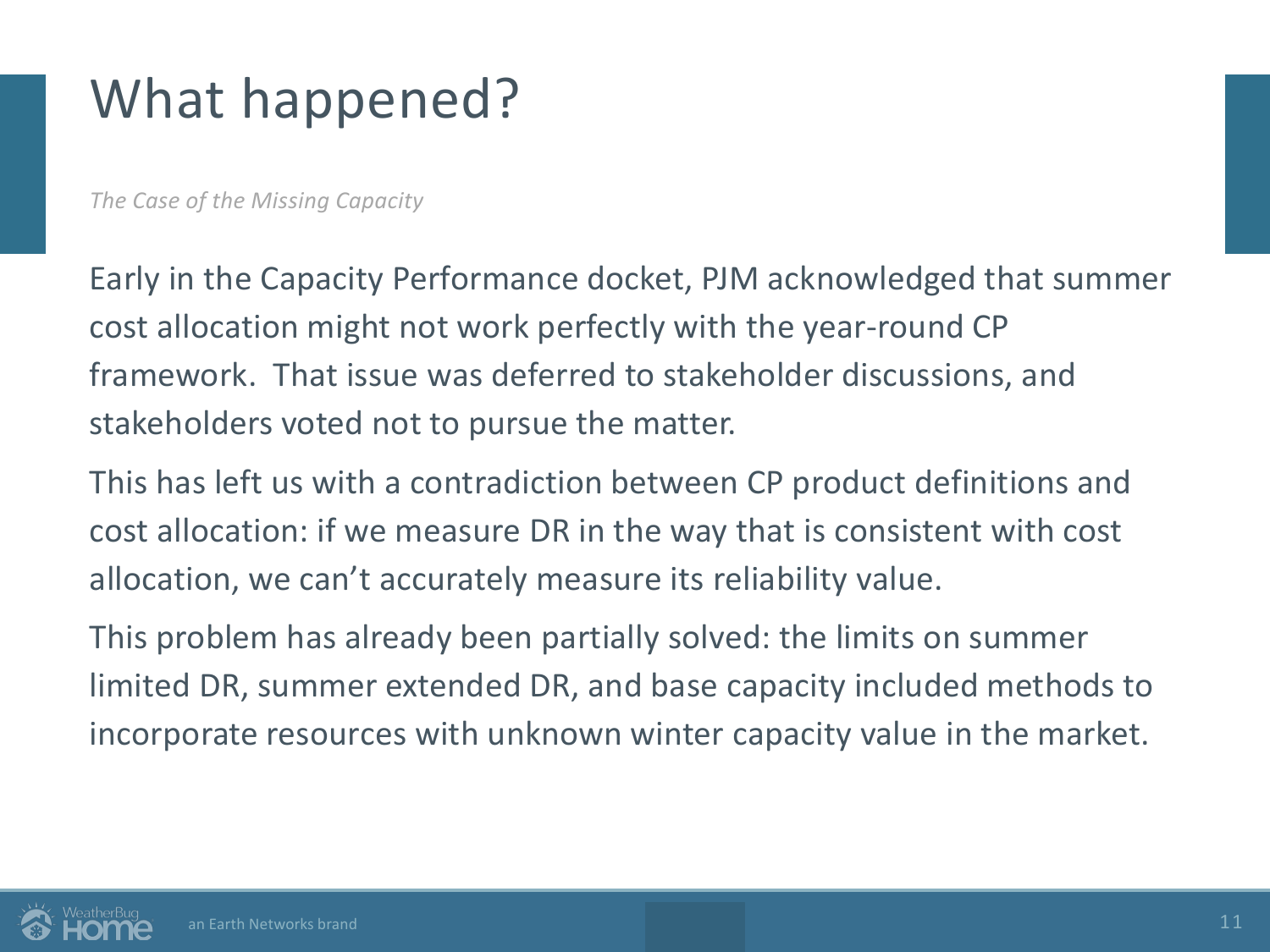# What happened?

*The Case of the Missing Capacity*

Early in the Capacity Performance docket, PJM acknowledged that summer cost allocation might not work perfectly with the year-round CP framework. That issue was deferred to stakeholder discussions, and stakeholders voted not to pursue the matter.

This has left us with a contradiction between CP product definitions and cost allocation: if we measure DR in the way that is consistent with cost allocation, we can't accurately measure its reliability value.

This problem has already been partially solved: the limits on summer limited DR, summer extended DR, and base capacity included methods to incorporate resources with unknown winter capacity value in the market.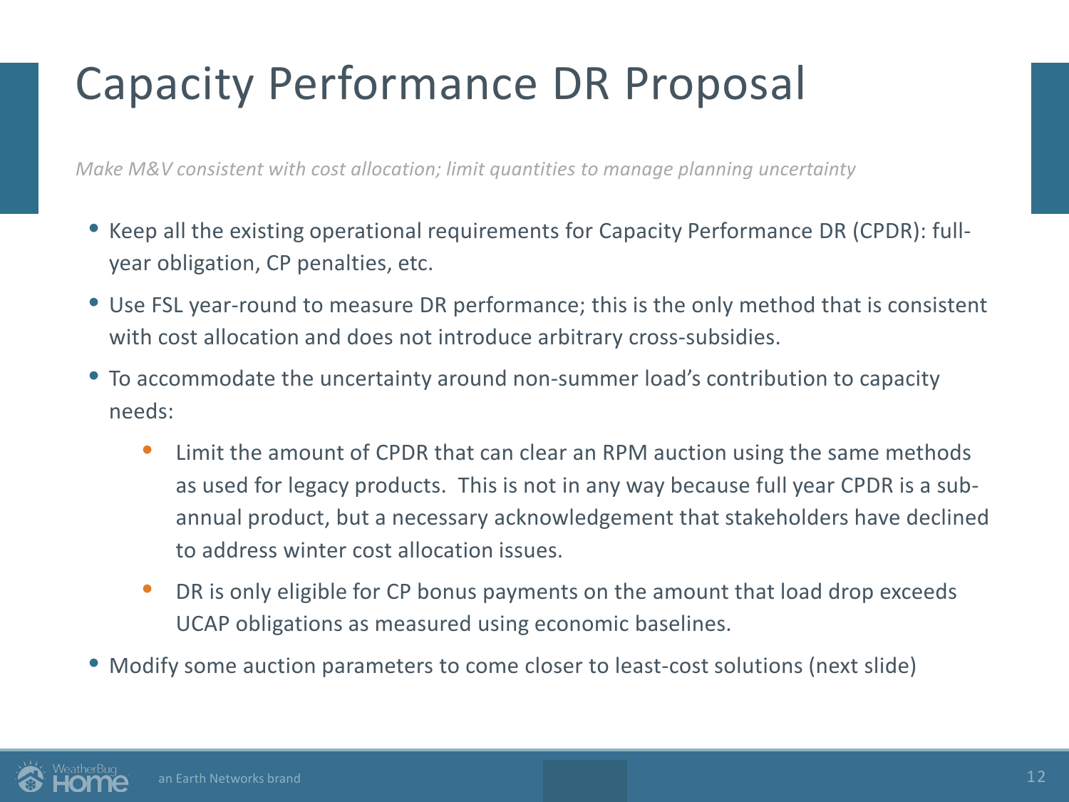# Capacity Performance DR Proposal

*Make M&V consistent with cost allocation; limit quantities to manage planning uncertainty*

- Keep all the existing operational requirements for Capacity Performance DR (CPDR): full-year obligation, CP penalties, etc.
- Use FSL year-round to measure DR performance; this is the only method that is consistent with cost allocation and does not introduce arbitrary cross-subsidies.
- To accommodate the uncertainty around non-summer load's contribution to capacity needs:
  - Limit the amount of CPDR that can clear an RPM auction using the same methods as used for legacy products. This is not in any way because full year CPDR is a sub-annual product, but a necessary acknowledgement that stakeholders have declined to address winter cost allocation issues.
  - DR is only eligible for CP bonus payments on the amount that load drop exceeds UCAP obligations as measured using economic baselines.
- Modify some auction parameters to come closer to least-cost solutions (next slide)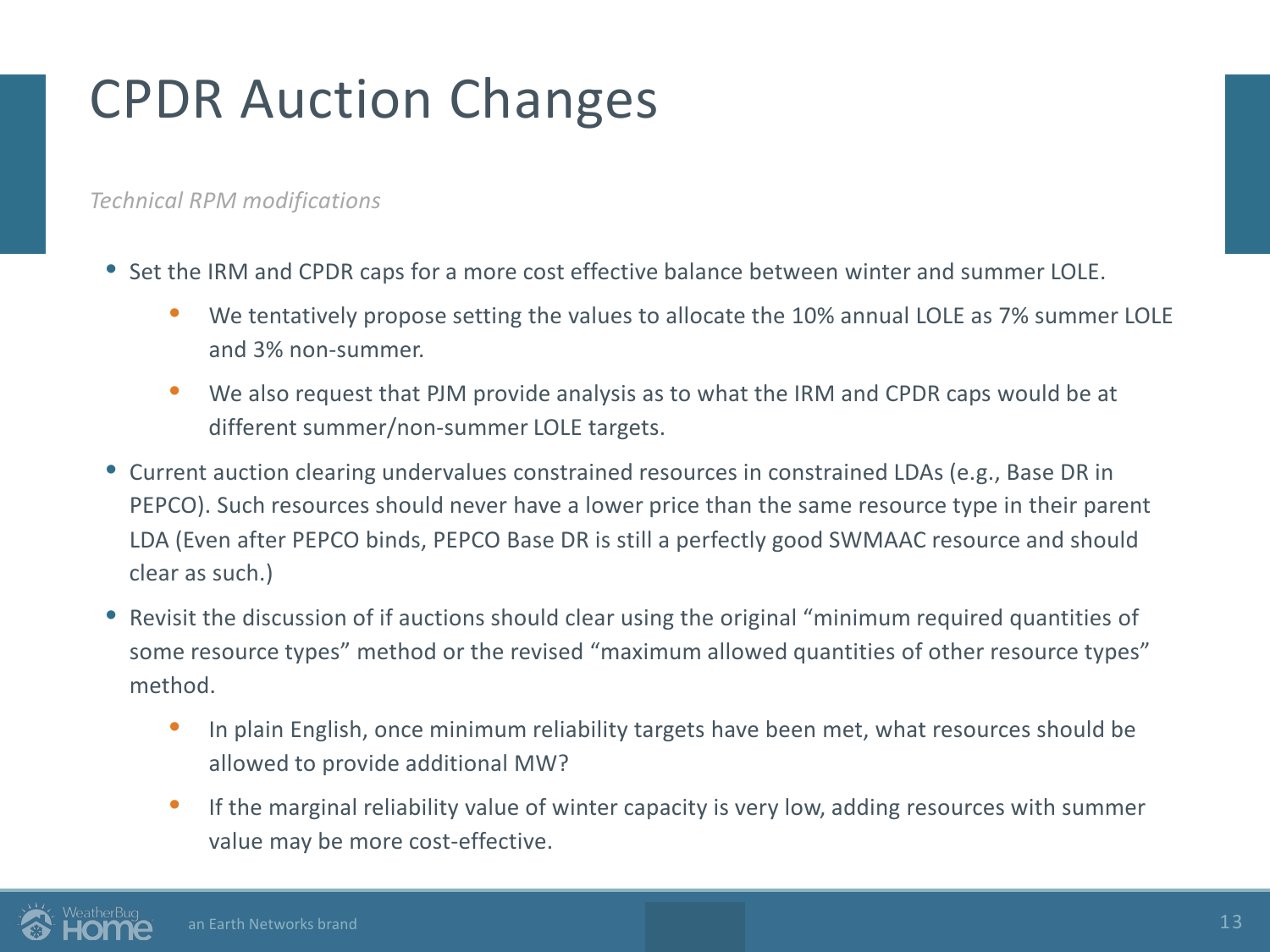# CPDR Auction Changes

*Technical RPM modifications*

- Set the IRM and CPDR caps for a more cost effective balance between winter and summer LOLE.
  - We tentatively propose setting the values to allocate the 10% annual LOLE as 7% summer LOLE and 3% non-summer.
  - We also request that PJM provide analysis as to what the IRM and CPDR caps would be at different summer/non-summer LOLE targets.
- Current auction clearing undervalues constrained resources in constrained LDAs (e.g., Base DR in PEPCO). Such resources should never have a lower price than the same resource type in their parent LDA (Even after PEPCO binds, PEPCO Base DR is still a perfectly good SWMAAC resource and should clear as such.)
- Revisit the discussion of if auctions should clear using the original "minimum required quantities of some resource types" method or the revised "maximum allowed quantities of other resource types" method.
  - In plain English, once minimum reliability targets have been met, what resources should be allowed to provide additional MW?
  - If the marginal reliability value of winter capacity is very low, adding resources with summer value may be more cost-effective.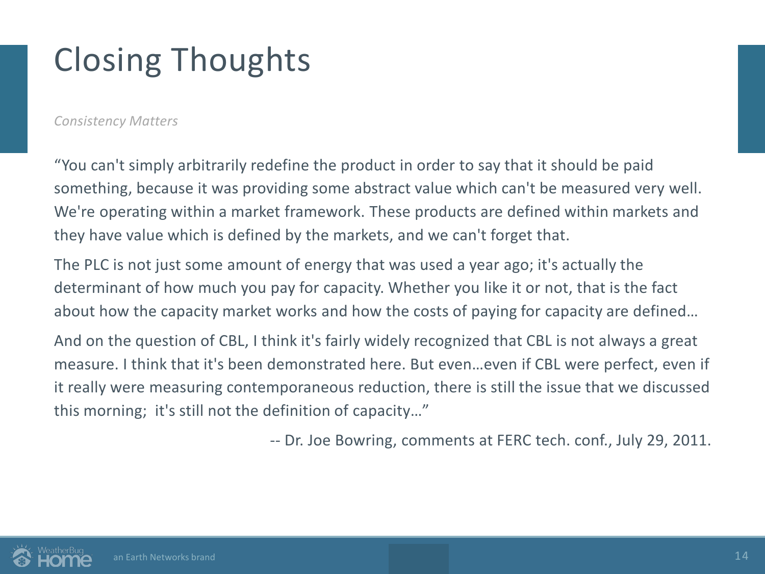# Closing Thoughts

*Consistency Matters*

“You can't simply arbitrarily redefine the product in order to say that it should be paid something, because it was providing some abstract value which can't be measured very well. We're operating within a market framework. These products are defined within markets and they have value which is defined by the markets, and we can't forget that.

The PLC is not just some amount of energy that was used a year ago; it's actually the determinant of how much you pay for capacity. Whether you like it or not, that is the fact about how the capacity market works and how the costs of paying for capacity are defined…

And on the question of CBL, I think it's fairly widely recognized that CBL is not always a great measure. I think that it's been demonstrated here. But even…even if CBL were perfect, even if it really were measuring contemporaneous reduction, there is still the issue that we discussed this morning; it's still not the definition of capacity…”

-- Dr. Joe Bowring, comments at FERC tech. conf., July 29, 2011.